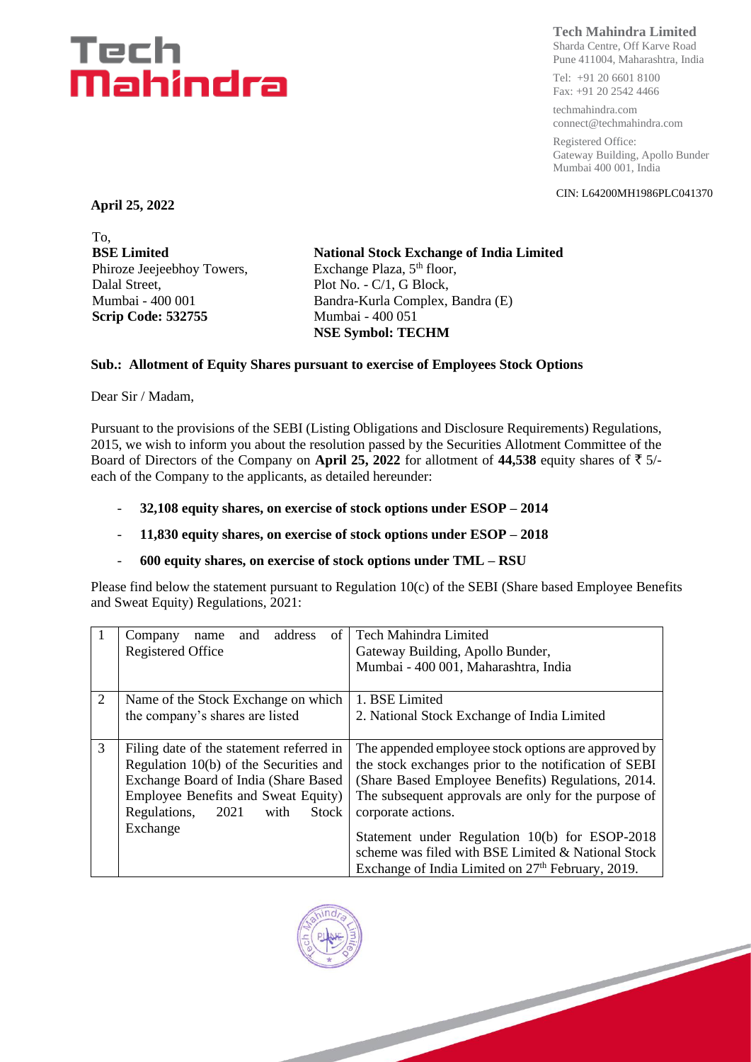**Tech Mahindra Limited**
Sharda Centre, Off Karve Road
Pune 411004, Maharashtra, India

Tel: +91 20 6601 8100
Fax: +91 20 2542 4466

techmahindra.com
connect@techmahindra.com

Registered Office:
Gateway Building, Apollo Bunder
Mumbai 400 001, India

CIN: L64200MH1986PLC041370

**April 25, 2022**

To,

**BSE Limited**
Phiroze Jeejeebhoy Towers,
Dalal Street,
Mumbai - 400 001
**Scrip Code: 532755**

**National Stock Exchange of India Limited**
Exchange Plaza, 5th floor,
Plot No. - C/1, G Block,
Bandra-Kurla Complex, Bandra (E)
Mumbai - 400 051
**NSE Symbol: TECHM**

**Sub.: Allotment of Equity Shares pursuant to exercise of Employees Stock Options**

Dear Sir / Madam,

Pursuant to the provisions of the SEBI (Listing Obligations and Disclosure Requirements) Regulations, 2015, we wish to inform you about the resolution passed by the Securities Allotment Committee of the Board of Directors of the Company on **April 25, 2022** for allotment of **44,538** equity shares of ₹ 5/- each of the Company to the applicants, as detailed hereunder:

- **32,108 equity shares, on exercise of stock options under ESOP – 2014**
- **11,830 equity shares, on exercise of stock options under ESOP – 2018**
- **600 equity shares, on exercise of stock options under TML – RSU**

Please find below the statement pursuant to Regulation 10(c) of the SEBI (Share based Employee Benefits and Sweat Equity) Regulations, 2021:

| | | |
|---|---|---|
| 1 | Company name and address of Registered Office | Tech Mahindra Limited<br>Gateway Building, Apollo Bunder,<br>Mumbai - 400 001, Maharashtra, India |
| 2 | Name of the Stock Exchange on which the company's shares are listed | 1. BSE Limited<br>2. National Stock Exchange of India Limited |
| 3 | Filing date of the statement referred in Regulation 10(b) of the Securities and Exchange Board of India (Share Based Employee Benefits and Sweat Equity) Regulations, 2021 with Stock Exchange | The appended employee stock options are approved by the stock exchanges prior to the notification of SEBI (Share Based Employee Benefits) Regulations, 2014. The subsequent approvals are only for the purpose of corporate actions.<br><br>Statement under Regulation 10(b) for ESOP-2018 scheme was filed with BSE Limited & National Stock Exchange of India Limited on 27th February, 2019. |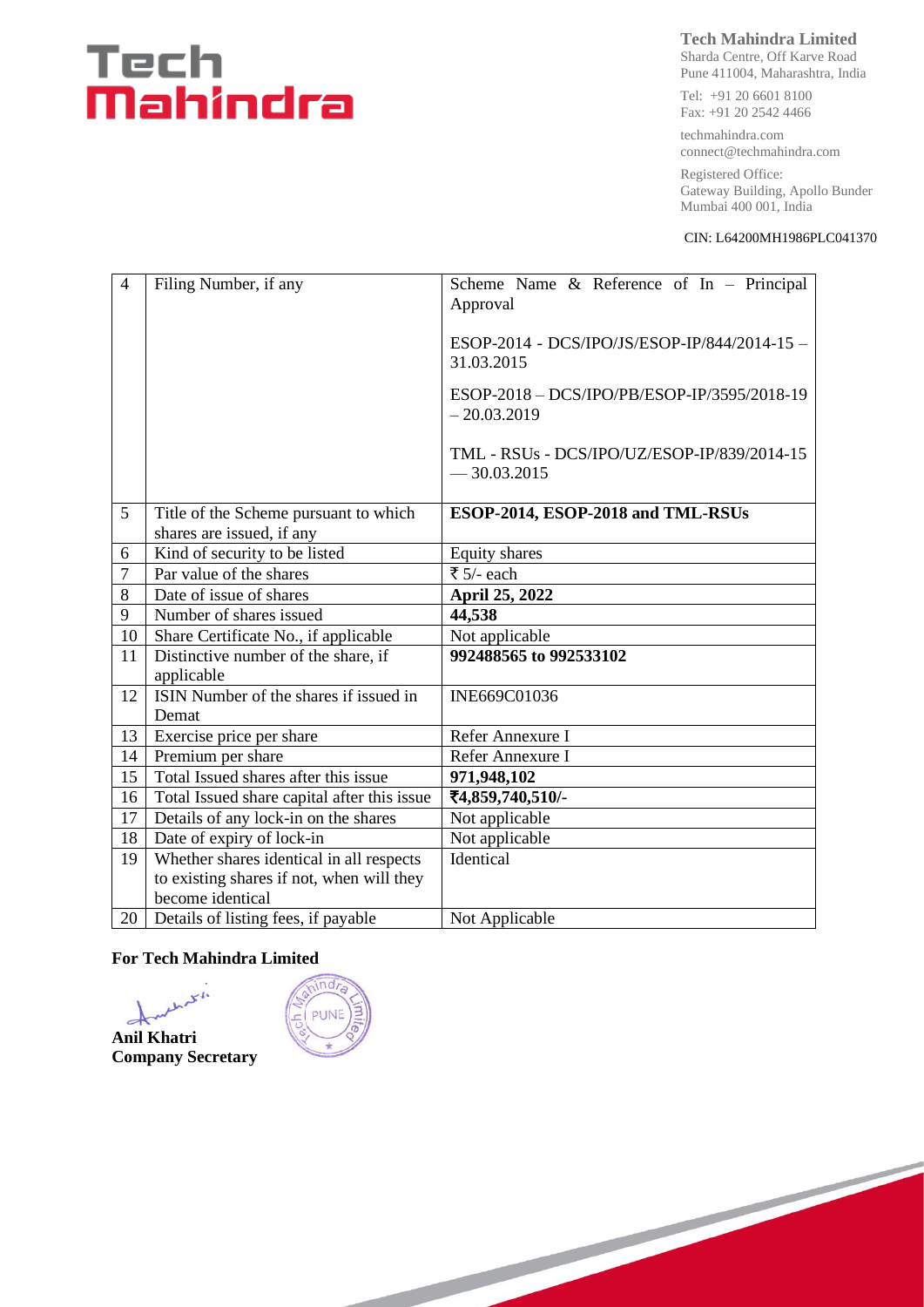# Tech Mahindra

**Tech Mahindra Limited**
Sharda Centre, Off Karve Road
Pune 411004, Maharashtra, India

Tel: +91 20 6601 8100
Fax: +91 20 2542 4466

techmahindra.com
connect@techmahindra.com

Registered Office:
Gateway Building, Apollo Bunder
Mumbai 400 001, India

CIN: L64200MH1986PLC041370

| | | |
|---|---|---|
| 4 | Filing Number, if any | Scheme Name & Reference of In – Principal Approval<br><br>ESOP-2014 - DCS/IPO/JS/ESOP-IP/844/2014-15 – 31.03.2015<br><br>ESOP-2018 – DCS/IPO/PB/ESOP-IP/3595/2018-19 – 20.03.2019<br><br>TML - RSUs - DCS/IPO/UZ/ESOP-IP/839/2014-15 — 30.03.2015 |
| 5 | Title of the Scheme pursuant to which shares are issued, if any | **ESOP-2014, ESOP-2018 and TML-RSUs** |
| 6 | Kind of security to be listed | Equity shares |
| 7 | Par value of the shares | ₹ 5/- each |
| 8 | Date of issue of shares | **April 25, 2022** |
| 9 | Number of shares issued | **44,538** |
| 10 | Share Certificate No., if applicable | Not applicable |
| 11 | Distinctive number of the share, if applicable | **992488565 to 992533102** |
| 12 | ISIN Number of the shares if issued in Demat | INE669C01036 |
| 13 | Exercise price per share | Refer Annexure I |
| 14 | Premium per share | Refer Annexure I |
| 15 | Total Issued shares after this issue | **971,948,102** |
| 16 | Total Issued share capital after this issue | **₹4,859,740,510/-** |
| 17 | Details of any lock-in on the shares | Not applicable |
| 18 | Date of expiry of lock-in | Not applicable |
| 19 | Whether shares identical in all respects to existing shares if not, when will they become identical | Identical |
| 20 | Details of listing fees, if payable | Not Applicable |

**For Tech Mahindra Limited**

**Anil Khatri**
**Company Secretary**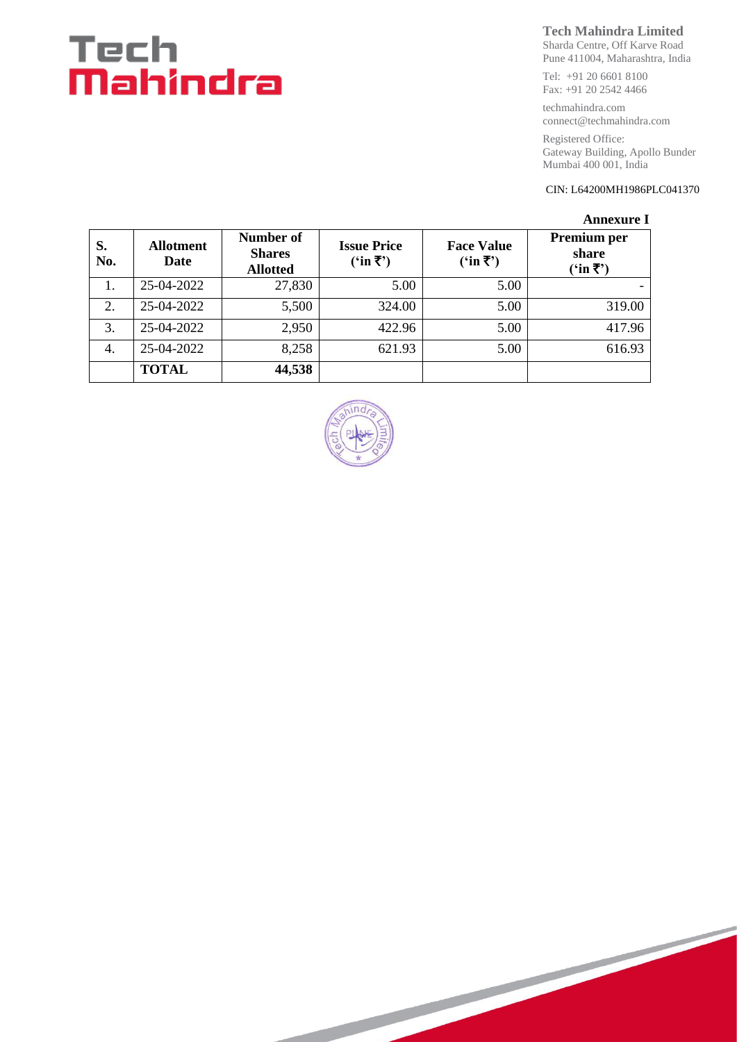**Tech Mahindra Limited**
Sharda Centre, Off Karve Road
Pune 411004, Maharashtra, India

Tel: +91 20 6601 8100
Fax: +91 20 2542 4466

techmahindra.com
connect@techmahindra.com

Registered Office:
Gateway Building, Apollo Bunder
Mumbai 400 001, India

CIN: L64200MH1986PLC041370

**Annexure I**

| S. No. | Allotment Date | Number of Shares Allotted | Issue Price ('in ₹') | Face Value ('in ₹') | Premium per share ('in ₹') |
|---|---|---|---|---|---|
| 1. | 25-04-2022 | 27,830 | 5.00 | 5.00 | - |
| 2. | 25-04-2022 | 5,500 | 324.00 | 5.00 | 319.00 |
| 3. | 25-04-2022 | 2,950 | 422.96 | 5.00 | 417.96 |
| 4. | 25-04-2022 | 8,258 | 621.93 | 5.00 | 616.93 |
| | **TOTAL** | **44,538** | | | |